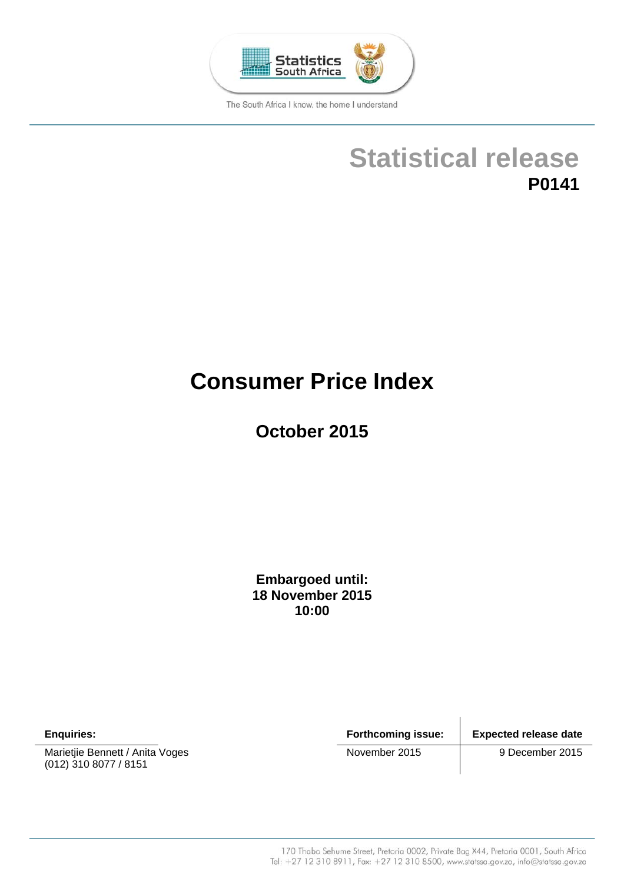Statistics South Africa

The South Africa I know, the home I understand

# Statistical release

**P0141**

# Consumer Price Index

## October 2015

**Embargoed until:**
**18 November 2015**
**10:00**

**Enquiries:**
Marietjie Bennett / Anita Voges
(012) 310 8077 / 8151

| **Forthcoming issue:** | **Expected release date** |
| --- | --- |
| November 2015 | 9 December 2015 |

170 Thabo Sehume Street, Pretoria 0002, Private Bag X44, Pretoria 0001, South Africa
Tel: +27 12 310 8911, Fax: +27 12 310 8500, www.statssa.gov.za, info@statssa.gov.za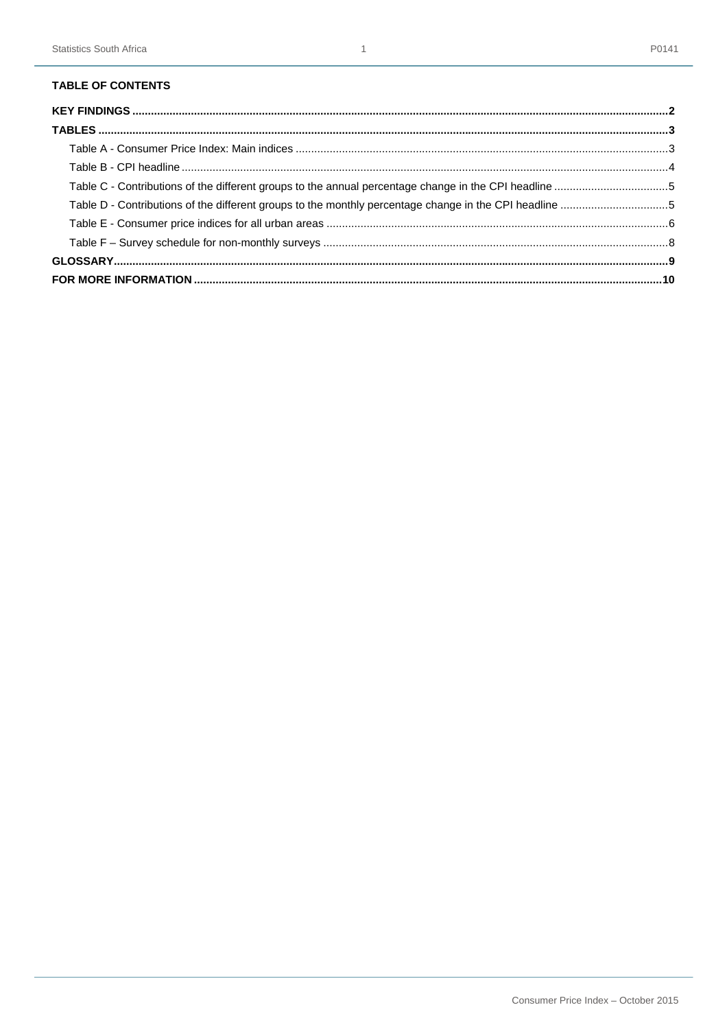**TABLE OF CONTENTS**

**KEY FINDINGS** ..... **2**

**TABLES** ..... **3**

- Table A - Consumer Price Index: Main indices ..... 3
- Table B - CPI headline ..... 4
- Table C - Contributions of the different groups to the annual percentage change in the CPI headline ..... 5
- Table D - Contributions of the different groups to the monthly percentage change in the CPI headline ..... 5
- Table E - Consumer price indices for all urban areas ..... 6
- Table F – Survey schedule for non-monthly surveys ..... 8

**GLOSSARY** ..... **9**

**FOR MORE INFORMATION** ..... **10**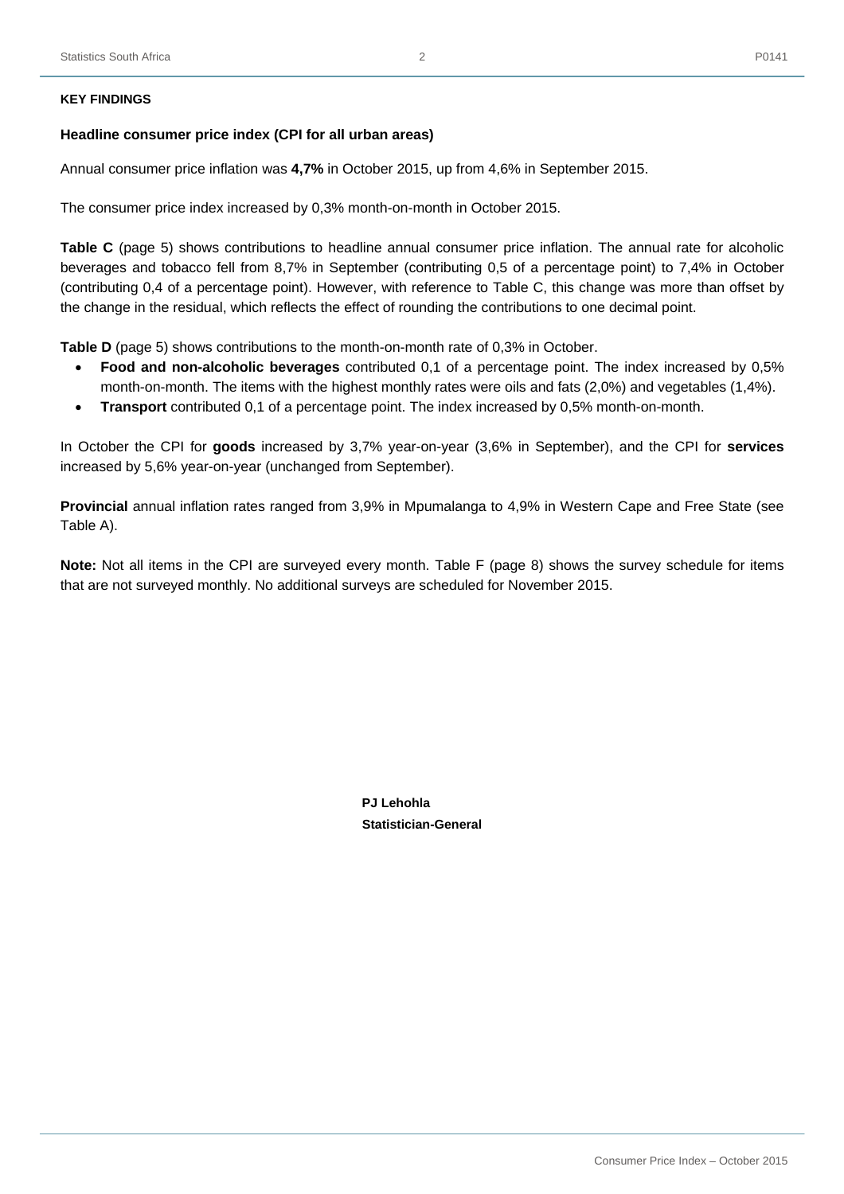## KEY FINDINGS

### Headline consumer price index (CPI for all urban areas)

Annual consumer price inflation was **4,7%** in October 2015, up from 4,6% in September 2015.

The consumer price index increased by 0,3% month-on-month in October 2015.

**Table C** (page 5) shows contributions to headline annual consumer price inflation. The annual rate for alcoholic beverages and tobacco fell from 8,7% in September (contributing 0,5 of a percentage point) to 7,4% in October (contributing 0,4 of a percentage point). However, with reference to Table C, this change was more than offset by the change in the residual, which reflects the effect of rounding the contributions to one decimal point.

**Table D** (page 5) shows contributions to the month-on-month rate of 0,3% in October.

- **Food and non-alcoholic beverages** contributed 0,1 of a percentage point. The index increased by 0,5% month-on-month. The items with the highest monthly rates were oils and fats (2,0%) and vegetables (1,4%).
- **Transport** contributed 0,1 of a percentage point. The index increased by 0,5% month-on-month.

In October the CPI for **goods** increased by 3,7% year-on-year (3,6% in September), and the CPI for **services** increased by 5,6% year-on-year (unchanged from September).

**Provincial** annual inflation rates ranged from 3,9% in Mpumalanga to 4,9% in Western Cape and Free State (see Table A).

**Note:** Not all items in the CPI are surveyed every month. Table F (page 8) shows the survey schedule for items that are not surveyed monthly. No additional surveys are scheduled for November 2015.

**PJ Lehohla**
**Statistician-General**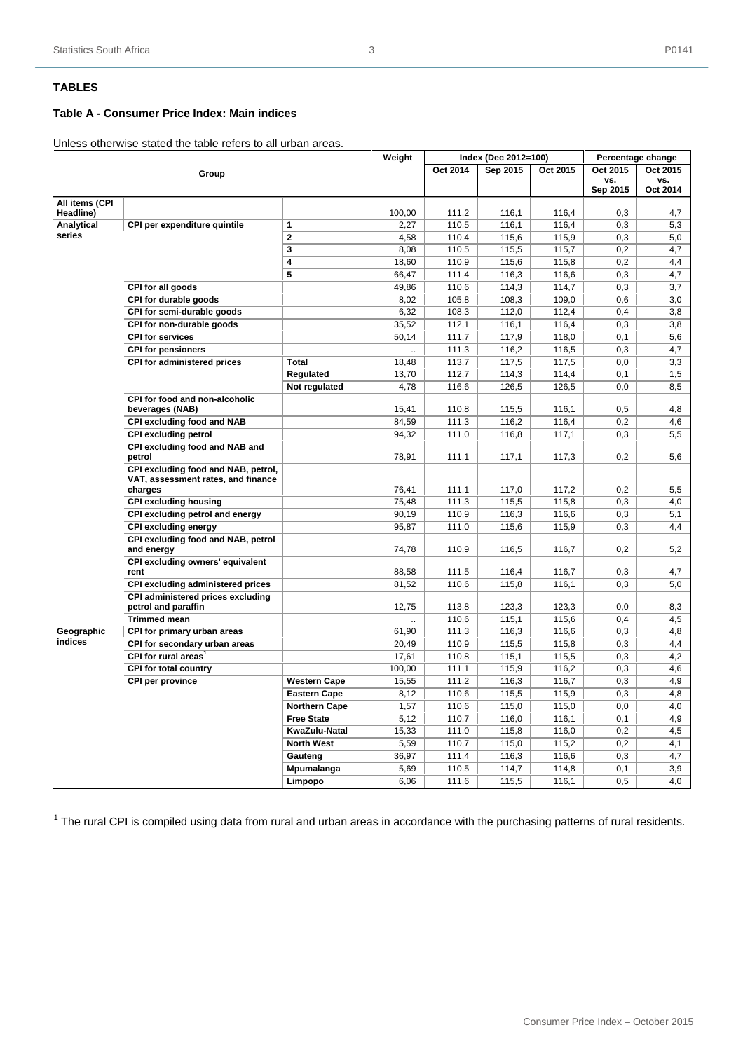## TABLES

### Table A - Consumer Price Index: Main indices

Unless otherwise stated the table refers to all urban areas.

| Group | | | Weight | Index (Dec 2012=100) | | | Percentage change | |
|---|---|---|---|---|---|---|---|---|
| | | | | Oct 2014 | Sep 2015 | Oct 2015 | Oct 2015 vs. Sep 2015 | Oct 2015 vs. Oct 2014 |
| **All items (CPI Headline)** | | | 100,00 | 111,2 | 116,1 | 116,4 | 0,3 | 4,7 |
| **Analytical series** | **CPI per expenditure quintile** | **1** | 2,27 | 110,5 | 116,1 | 116,4 | 0,3 | 5,3 |
| | | **2** | 4,58 | 110,4 | 115,6 | 115,9 | 0,3 | 5,0 |
| | | **3** | 8,08 | 110,5 | 115,5 | 115,7 | 0,2 | 4,7 |
| | | **4** | 18,60 | 110,9 | 115,6 | 115,8 | 0,2 | 4,4 |
| | | **5** | 66,47 | 111,4 | 116,3 | 116,6 | 0,3 | 4,7 |
| | **CPI for all goods** | | 49,86 | 110,6 | 114,3 | 114,7 | 0,3 | 3,7 |
| | **CPI for durable goods** | | 8,02 | 105,8 | 108,3 | 109,0 | 0,6 | 3,0 |
| | **CPI for semi-durable goods** | | 6,32 | 108,3 | 112,0 | 112,4 | 0,4 | 3,8 |
| | **CPI for non-durable goods** | | 35,52 | 112,1 | 116,1 | 116,4 | 0,3 | 3,8 |
| | **CPI for services** | | 50,14 | 111,7 | 117,9 | 118,0 | 0,1 | 5,6 |
| | **CPI for pensioners** | | .. | 111,3 | 116,2 | 116,5 | 0,3 | 4,7 |
| | **CPI for administered prices** | **Total** | 18,48 | 113,7 | 117,5 | 117,5 | 0,0 | 3,3 |
| | | **Regulated** | 13,70 | 112,7 | 114,3 | 114,4 | 0,1 | 1,5 |
| | | **Not regulated** | 4,78 | 116,6 | 126,5 | 126,5 | 0,0 | 8,5 |
| | **CPI for food and non-alcoholic beverages (NAB)** | | 15,41 | 110,8 | 115,5 | 116,1 | 0,5 | 4,8 |
| | **CPI excluding food and NAB** | | 84,59 | 111,3 | 116,2 | 116,4 | 0,2 | 4,6 |
| | **CPI excluding petrol** | | 94,32 | 111,0 | 116,8 | 117,1 | 0,3 | 5,5 |
| | **CPI excluding food and NAB and petrol** | | 78,91 | 111,1 | 117,1 | 117,3 | 0,2 | 5,6 |
| | **CPI excluding food and NAB, petrol, VAT, assessment rates, and finance charges** | | 76,41 | 111,1 | 117,0 | 117,2 | 0,2 | 5,5 |
| | **CPI excluding housing** | | 75,48 | 111,3 | 115,5 | 115,8 | 0,3 | 4,0 |
| | **CPI excluding petrol and energy** | | 90,19 | 110,9 | 116,3 | 116,6 | 0,3 | 5,1 |
| | **CPI excluding energy** | | 95,87 | 111,0 | 115,6 | 115,9 | 0,3 | 4,4 |
| | **CPI excluding food and NAB, petrol and energy** | | 74,78 | 110,9 | 116,5 | 116,7 | 0,2 | 5,2 |
| | **CPI excluding owners' equivalent rent** | | 88,58 | 111,5 | 116,4 | 116,7 | 0,3 | 4,7 |
| | **CPI excluding administered prices** | | 81,52 | 110,6 | 115,8 | 116,1 | 0,3 | 5,0 |
| | **CPI administered prices excluding petrol and paraffin** | | 12,75 | 113,8 | 123,3 | 123,3 | 0,0 | 8,3 |
| | **Trimmed mean** | | .. | 110,6 | 115,1 | 115,6 | 0,4 | 4,5 |
| **Geographic indices** | **CPI for primary urban areas** | | 61,90 | 111,3 | 116,3 | 116,6 | 0,3 | 4,8 |
| | **CPI for secondary urban areas** | | 20,49 | 110,9 | 115,5 | 115,8 | 0,3 | 4,4 |
| | **CPI for rural areas**[1] | | 17,61 | 110,8 | 115,1 | 115,5 | 0,3 | 4,2 |
| | **CPI for total country** | | 100,00 | 111,1 | 115,9 | 116,2 | 0,3 | 4,6 |
| | **CPI per province** | **Western Cape** | 15,55 | 111,2 | 116,3 | 116,7 | 0,3 | 4,9 |
| | | **Eastern Cape** | 8,12 | 110,6 | 115,5 | 115,9 | 0,3 | 4,8 |
| | | **Northern Cape** | 1,57 | 110,6 | 115,0 | 115,0 | 0,0 | 4,0 |
| | | **Free State** | 5,12 | 110,7 | 116,0 | 116,1 | 0,1 | 4,9 |
| | | **KwaZulu-Natal** | 15,33 | 111,0 | 115,8 | 116,0 | 0,2 | 4,5 |
| | | **North West** | 5,59 | 110,7 | 115,0 | 115,2 | 0,2 | 4,1 |
| | | **Gauteng** | 36,97 | 111,4 | 116,3 | 116,6 | 0,3 | 4,7 |
| | | **Mpumalanga** | 5,69 | 110,5 | 114,7 | 114,8 | 0,1 | 3,9 |
| | | **Limpopo** | 6,06 | 111,6 | 115,5 | 116,1 | 0,5 | 4,0 |

[1] The rural CPI is compiled using data from rural and urban areas in accordance with the purchasing patterns of rural residents.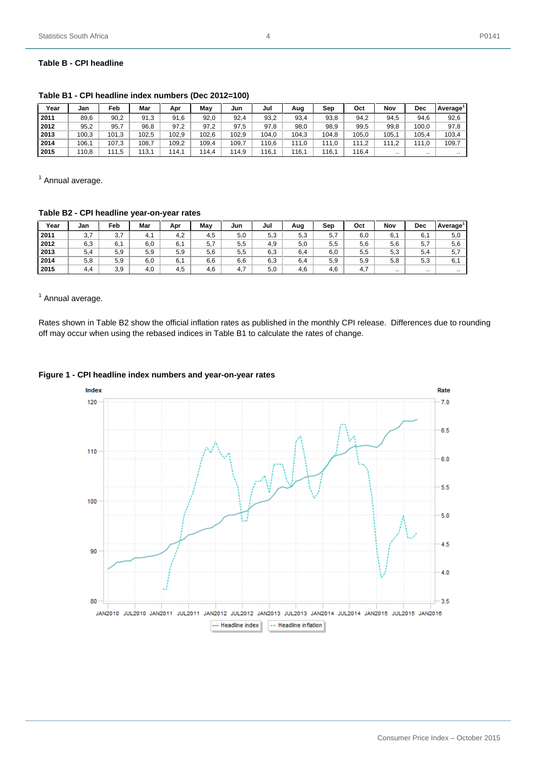## Table B - CPI headline

### Table B1 - CPI headline index numbers (Dec 2012=100)

| Year | Jan | Feb | Mar | Apr | May | Jun | Jul | Aug | Sep | Oct | Nov | Dec | Average[1] |
|---|---|---|---|---|---|---|---|---|---|---|---|---|---|
| 2011 | 89,6 | 90,2 | 91,3 | 91,6 | 92,0 | 92,4 | 93,2 | 93,4 | 93,8 | 94,2 | 94,5 | 94,6 | 92,6 |
| 2012 | 95,2 | 95,7 | 96,8 | 97,2 | 97,2 | 97,5 | 97,8 | 98,0 | 98,9 | 99,5 | 99,8 | 100,0 | 97,8 |
| 2013 | 100,3 | 101,3 | 102,5 | 102,9 | 102,6 | 102,9 | 104,0 | 104,3 | 104,8 | 105,0 | 105,1 | 105,4 | 103,4 |
| 2014 | 106,1 | 107,3 | 108,7 | 109,2 | 109,4 | 109,7 | 110,6 | 111,0 | 111,0 | 111,2 | 111,2 | 111,0 | 109,7 |
| 2015 | 110,8 | 111,5 | 113,1 | 114,1 | 114,4 | 114,9 | 116,1 | 116,1 | 116,1 | 116,4 | .. | .. | .. |

[1] Annual average.

### Table B2 - CPI headline year-on-year rates

| Year | Jan | Feb | Mar | Apr | May | Jun | Jul | Aug | Sep | Oct | Nov | Dec | Average[1] |
|---|---|---|---|---|---|---|---|---|---|---|---|---|---|
| 2011 | 3,7 | 3,7 | 4,1 | 4,2 | 4,5 | 5,0 | 5,3 | 5,3 | 5,7 | 6,0 | 6,1 | 6,1 | 5,0 |
| 2012 | 6,3 | 6,1 | 6,0 | 6,1 | 5,7 | 5,5 | 4,9 | 5,0 | 5,5 | 5,6 | 5,6 | 5,7 | 5,6 |
| 2013 | 5,4 | 5,9 | 5,9 | 5,9 | 5,6 | 5,5 | 6,3 | 6,4 | 6,0 | 5,5 | 5,3 | 5,4 | 5,7 |
| 2014 | 5,8 | 5,9 | 6,0 | 6,1 | 6,6 | 6,6 | 6,3 | 6,4 | 5,9 | 5,9 | 5,8 | 5,3 | 6,1 |
| 2015 | 4,4 | 3,9 | 4,0 | 4,5 | 4,6 | 4,7 | 5,0 | 4,6 | 4,6 | 4,7 | .. | .. | .. |

[1] Annual average.

Rates shown in Table B2 show the official inflation rates as published in the monthly CPI release. Differences due to rounding off may occur when using the rebased indices in Table B1 to calculate the rates of change.

### Figure 1 - CPI headline index numbers and year-on-year rates

Index
120
110
100
90
80

Rate
7.0
6.5
6.0
5.5
5.0
4.5
4.0
3.5

JAN2010 JUL2010 JAN2011 JUL2011 JAN2012 JUL2012 JAN2013 JUL2013 JAN2014 JUL2014 JAN2015 JUL2015 JAN2016

Headline index
Headline inflation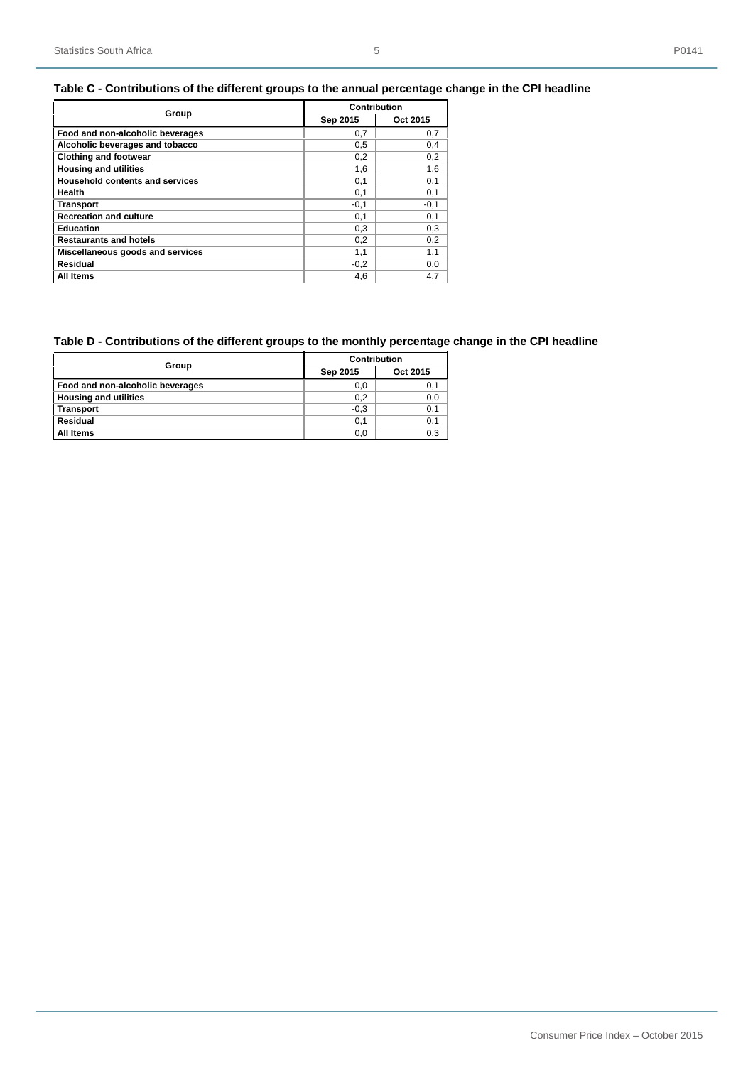**Table C - Contributions of the different groups to the annual percentage change in the CPI headline**

| Group | Contribution | |
|---|---|---|
| | Sep 2015 | Oct 2015 |
| Food and non-alcoholic beverages | 0,7 | 0,7 |
| Alcoholic beverages and tobacco | 0,5 | 0,4 |
| Clothing and footwear | 0,2 | 0,2 |
| Housing and utilities | 1,6 | 1,6 |
| Household contents and services | 0,1 | 0,1 |
| Health | 0,1 | 0,1 |
| Transport | -0,1 | -0,1 |
| Recreation and culture | 0,1 | 0,1 |
| Education | 0,3 | 0,3 |
| Restaurants and hotels | 0,2 | 0,2 |
| Miscellaneous goods and services | 1,1 | 1,1 |
| Residual | -0,2 | 0,0 |
| All Items | 4,6 | 4,7 |

**Table D - Contributions of the different groups to the monthly percentage change in the CPI headline**

| Group | Contribution | |
|---|---|---|
| | Sep 2015 | Oct 2015 |
| Food and non-alcoholic beverages | 0,0 | 0,1 |
| Housing and utilities | 0,2 | 0,0 |
| Transport | -0,3 | 0,1 |
| Residual | 0,1 | 0,1 |
| All Items | 0,0 | 0,3 |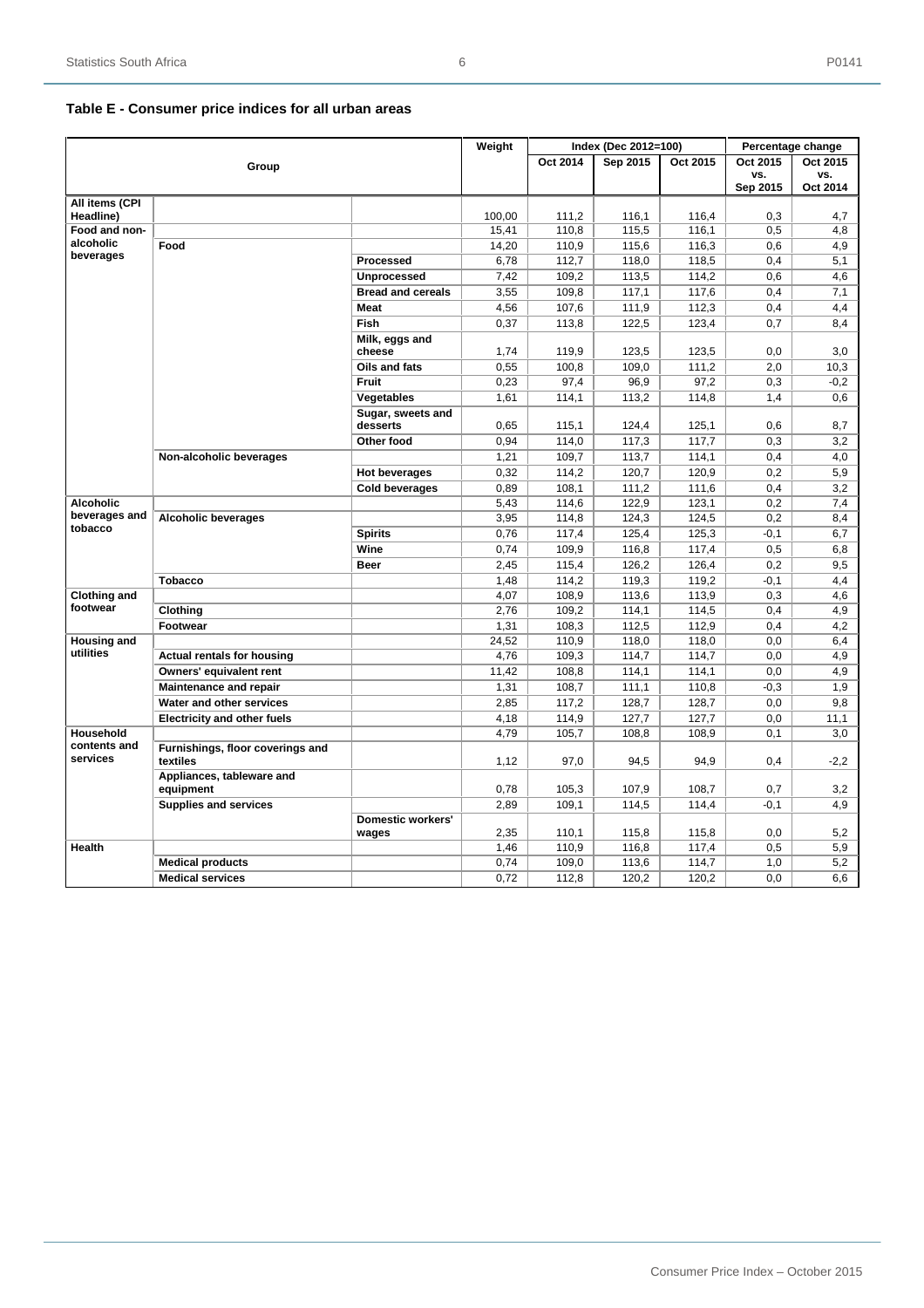## Table E - Consumer price indices for all urban areas

| Group | | | Weight | Index (Dec 2012=100) | | | Percentage change | |
|---|---|---|---|---|---|---|---|---|
| | | | | Oct 2014 | Sep 2015 | Oct 2015 | Oct 2015 vs. Sep 2015 | Oct 2015 vs. Oct 2014 |
| **All items (CPI Headline)** | | | 100,00 | 111,2 | 116,1 | 116,4 | 0,3 | 4,7 |
| **Food and non-alcoholic beverages** | | | 15,41 | 110,8 | 115,5 | 116,1 | 0,5 | 4,8 |
| | **Food** | | 14,20 | 110,9 | 115,6 | 116,3 | 0,6 | 4,9 |
| | | **Processed** | 6,78 | 112,7 | 118,0 | 118,5 | 0,4 | 5,1 |
| | | **Unprocessed** | 7,42 | 109,2 | 113,5 | 114,2 | 0,6 | 4,6 |
| | | **Bread and cereals** | 3,55 | 109,8 | 117,1 | 117,6 | 0,4 | 7,1 |
| | | **Meat** | 4,56 | 107,6 | 111,9 | 112,3 | 0,4 | 4,4 |
| | | **Fish** | 0,37 | 113,8 | 122,5 | 123,4 | 0,7 | 8,4 |
| | | **Milk, eggs and cheese** | 1,74 | 119,9 | 123,5 | 123,5 | 0,0 | 3,0 |
| | | **Oils and fats** | 0,55 | 100,8 | 109,0 | 111,2 | 2,0 | 10,3 |
| | | **Fruit** | 0,23 | 97,4 | 96,9 | 97,2 | 0,3 | -0,2 |
| | | **Vegetables** | 1,61 | 114,1 | 113,2 | 114,8 | 1,4 | 0,6 |
| | | **Sugar, sweets and desserts** | 0,65 | 115,1 | 124,4 | 125,1 | 0,6 | 8,7 |
| | | **Other food** | 0,94 | 114,0 | 117,3 | 117,7 | 0,3 | 3,2 |
| | **Non-alcoholic beverages** | | 1,21 | 109,7 | 113,7 | 114,1 | 0,4 | 4,0 |
| | | **Hot beverages** | 0,32 | 114,2 | 120,7 | 120,9 | 0,2 | 5,9 |
| | | **Cold beverages** | 0,89 | 108,1 | 111,2 | 111,6 | 0,4 | 3,2 |
| **Alcoholic beverages and tobacco** | | | 5,43 | 114,6 | 122,9 | 123,1 | 0,2 | 7,4 |
| | **Alcoholic beverages** | | 3,95 | 114,8 | 124,3 | 124,5 | 0,2 | 8,4 |
| | | **Spirits** | 0,76 | 117,4 | 125,4 | 125,3 | -0,1 | 6,7 |
| | | **Wine** | 0,74 | 109,9 | 116,8 | 117,4 | 0,5 | 6,8 |
| | | **Beer** | 2,45 | 115,4 | 126,2 | 126,4 | 0,2 | 9,5 |
| | **Tobacco** | | 1,48 | 114,2 | 119,3 | 119,2 | -0,1 | 4,4 |
| **Clothing and footwear** | | | 4,07 | 108,9 | 113,6 | 113,9 | 0,3 | 4,6 |
| | **Clothing** | | 2,76 | 109,2 | 114,1 | 114,5 | 0,4 | 4,9 |
| | **Footwear** | | 1,31 | 108,3 | 112,5 | 112,9 | 0,4 | 4,2 |
| **Housing and utilities** | | | 24,52 | 110,9 | 118,0 | 118,0 | 0,0 | 6,4 |
| | **Actual rentals for housing** | | 4,76 | 109,3 | 114,7 | 114,7 | 0,0 | 4,9 |
| | **Owners' equivalent rent** | | 11,42 | 108,8 | 114,1 | 114,1 | 0,0 | 4,9 |
| | **Maintenance and repair** | | 1,31 | 108,7 | 111,1 | 110,8 | -0,3 | 1,9 |
| | **Water and other services** | | 2,85 | 117,2 | 128,7 | 128,7 | 0,0 | 9,8 |
| | **Electricity and other fuels** | | 4,18 | 114,9 | 127,7 | 127,7 | 0,0 | 11,1 |
| **Household contents and services** | | | 4,79 | 105,7 | 108,8 | 108,9 | 0,1 | 3,0 |
| | **Furnishings, floor coverings and textiles** | | 1,12 | 97,0 | 94,5 | 94,9 | 0,4 | -2,2 |
| | **Appliances, tableware and equipment** | | 0,78 | 105,3 | 107,9 | 108,7 | 0,7 | 3,2 |
| | **Supplies and services** | | 2,89 | 109,1 | 114,5 | 114,4 | -0,1 | 4,9 |
| | | **Domestic workers' wages** | 2,35 | 110,1 | 115,8 | 115,8 | 0,0 | 5,2 |
| **Health** | | | 1,46 | 110,9 | 116,8 | 117,4 | 0,5 | 5,9 |
| | **Medical products** | | 0,74 | 109,0 | 113,6 | 114,7 | 1,0 | 5,2 |
| | **Medical services** | | 0,72 | 112,8 | 120,2 | 120,2 | 0,0 | 6,6 |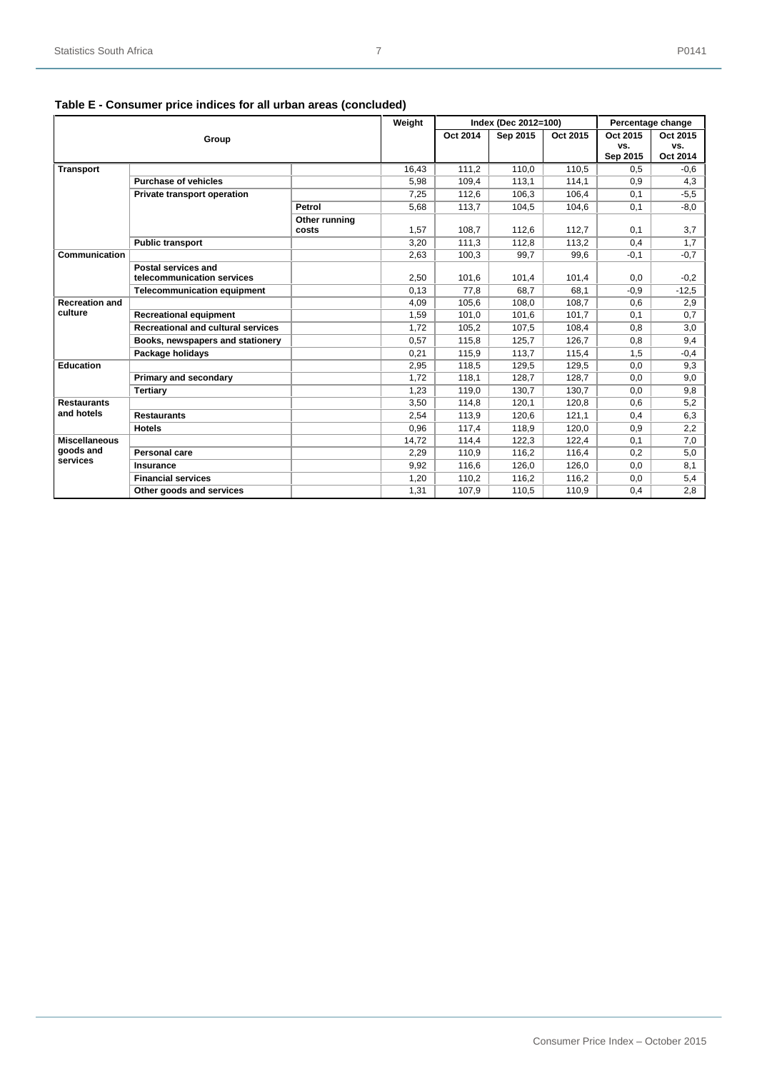## Table E - Consumer price indices for all urban areas (concluded)

| Group | | | Weight | Index (Dec 2012=100) | | | Percentage change | |
|---|---|---|---|---|---|---|---|---|
| | | | | Oct 2014 | Sep 2015 | Oct 2015 | Oct 2015 vs. Sep 2015 | Oct 2015 vs. Oct 2014 |
| **Transport** | | | 16,43 | 111,2 | 110,0 | 110,5 | 0,5 | -0,6 |
| | **Purchase of vehicles** | | 5,98 | 109,4 | 113,1 | 114,1 | 0,9 | 4,3 |
| | **Private transport operation** | | 7,25 | 112,6 | 106,3 | 106,4 | 0,1 | -5,5 |
| | | **Petrol** | 5,68 | 113,7 | 104,5 | 104,6 | 0,1 | -8,0 |
| | | **Other running costs** | 1,57 | 108,7 | 112,6 | 112,7 | 0,1 | 3,7 |
| | **Public transport** | | 3,20 | 111,3 | 112,8 | 113,2 | 0,4 | 1,7 |
| **Communication** | | | 2,63 | 100,3 | 99,7 | 99,6 | -0,1 | -0,7 |
| | **Postal services and telecommunication services** | | 2,50 | 101,6 | 101,4 | 101,4 | 0,0 | -0,2 |
| | **Telecommunication equipment** | | 0,13 | 77,8 | 68,7 | 68,1 | -0,9 | -12,5 |
| **Recreation and culture** | | | 4,09 | 105,6 | 108,0 | 108,7 | 0,6 | 2,9 |
| | **Recreational equipment** | | 1,59 | 101,0 | 101,6 | 101,7 | 0,1 | 0,7 |
| | **Recreational and cultural services** | | 1,72 | 105,2 | 107,5 | 108,4 | 0,8 | 3,0 |
| | **Books, newspapers and stationery** | | 0,57 | 115,8 | 125,7 | 126,7 | 0,8 | 9,4 |
| | **Package holidays** | | 0,21 | 115,9 | 113,7 | 115,4 | 1,5 | -0,4 |
| **Education** | | | 2,95 | 118,5 | 129,5 | 129,5 | 0,0 | 9,3 |
| | **Primary and secondary** | | 1,72 | 118,1 | 128,7 | 128,7 | 0,0 | 9,0 |
| | **Tertiary** | | 1,23 | 119,0 | 130,7 | 130,7 | 0,0 | 9,8 |
| **Restaurants and hotels** | | | 3,50 | 114,8 | 120,1 | 120,8 | 0,6 | 5,2 |
| | **Restaurants** | | 2,54 | 113,9 | 120,6 | 121,1 | 0,4 | 6,3 |
| | **Hotels** | | 0,96 | 117,4 | 118,9 | 120,0 | 0,9 | 2,2 |
| **Miscellaneous goods and services** | | | 14,72 | 114,4 | 122,3 | 122,4 | 0,1 | 7,0 |
| | **Personal care** | | 2,29 | 110,9 | 116,2 | 116,4 | 0,2 | 5,0 |
| | **Insurance** | | 9,92 | 116,6 | 126,0 | 126,0 | 0,0 | 8,1 |
| | **Financial services** | | 1,20 | 110,2 | 116,2 | 116,2 | 0,0 | 5,4 |
| | **Other goods and services** | | 1,31 | 107,9 | 110,5 | 110,9 | 0,4 | 2,8 |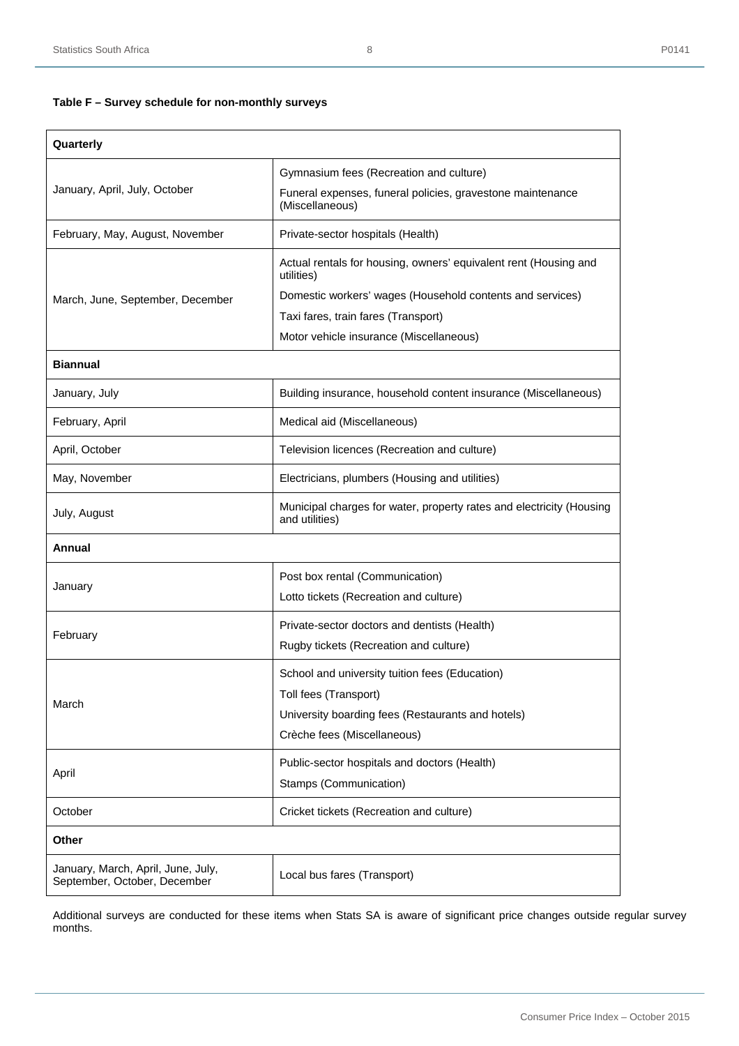**Table F – Survey schedule for non-monthly surveys**

| | |
|---|---|
| **Quarterly** | |
| January, April, July, October | Gymnasium fees (Recreation and culture)<br>Funeral expenses, funeral policies, gravestone maintenance (Miscellaneous) |
| February, May, August, November | Private-sector hospitals (Health) |
| March, June, September, December | Actual rentals for housing, owners' equivalent rent (Housing and utilities)<br>Domestic workers' wages (Household contents and services)<br>Taxi fares, train fares (Transport)<br>Motor vehicle insurance (Miscellaneous) |
| **Biannual** | |
| January, July | Building insurance, household content insurance (Miscellaneous) |
| February, April | Medical aid (Miscellaneous) |
| April, October | Television licences (Recreation and culture) |
| May, November | Electricians, plumbers (Housing and utilities) |
| July, August | Municipal charges for water, property rates and electricity (Housing and utilities) |
| **Annual** | |
| January | Post box rental (Communication)<br>Lotto tickets (Recreation and culture) |
| February | Private-sector doctors and dentists (Health)<br>Rugby tickets (Recreation and culture) |
| March | School and university tuition fees (Education)<br>Toll fees (Transport)<br>University boarding fees (Restaurants and hotels)<br>Crèche fees (Miscellaneous) |
| April | Public-sector hospitals and doctors (Health)<br>Stamps (Communication) |
| October | Cricket tickets (Recreation and culture) |
| **Other** | |
| January, March, April, June, July, September, October, December | Local bus fares (Transport) |

Additional surveys are conducted for these items when Stats SA is aware of significant price changes outside regular survey months.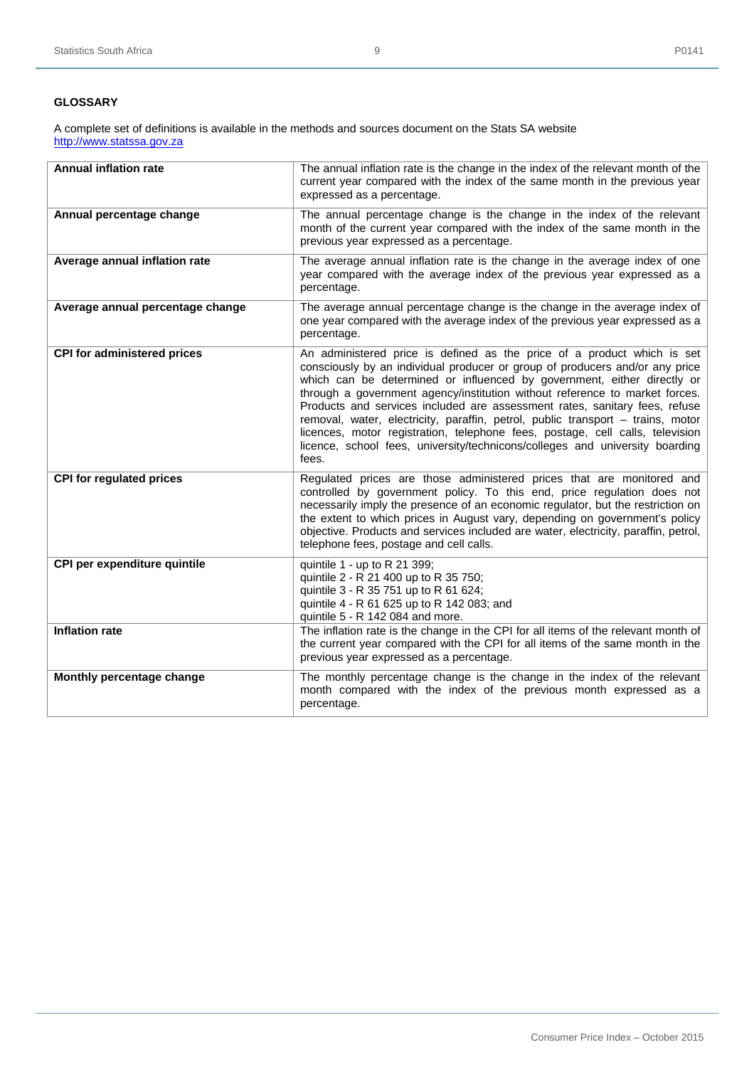## GLOSSARY

A complete set of definitions is available in the methods and sources document on the Stats SA website http://www.statssa.gov.za

| | |
|---|---|
| **Annual inflation rate** | The annual inflation rate is the change in the index of the relevant month of the current year compared with the index of the same month in the previous year expressed as a percentage. |
| **Annual percentage change** | The annual percentage change is the change in the index of the relevant month of the current year compared with the index of the same month in the previous year expressed as a percentage. |
| **Average annual inflation rate** | The average annual inflation rate is the change in the average index of one year compared with the average index of the previous year expressed as a percentage. |
| **Average annual percentage change** | The average annual percentage change is the change in the average index of one year compared with the average index of the previous year expressed as a percentage. |
| **CPI for administered prices** | An administered price is defined as the price of a product which is set consciously by an individual producer or group of producers and/or any price which can be determined or influenced by government, either directly or through a government agency/institution without reference to market forces. Products and services included are assessment rates, sanitary fees, refuse removal, water, electricity, paraffin, petrol, public transport – trains, motor licences, motor registration, telephone fees, postage, cell calls, television licence, school fees, university/technicons/colleges and university boarding fees. |
| **CPI for regulated prices** | Regulated prices are those administered prices that are monitored and controlled by government policy. To this end, price regulation does not necessarily imply the presence of an economic regulator, but the restriction on the extent to which prices in August vary, depending on government's policy objective. Products and services included are water, electricity, paraffin, petrol, telephone fees, postage and cell calls. |
| **CPI per expenditure quintile** | quintile 1 - up to R 21 399;<br>quintile 2 - R 21 400 up to R 35 750;<br>quintile 3 - R 35 751 up to R 61 624;<br>quintile 4 - R 61 625 up to R 142 083; and<br>quintile 5 - R 142 084 and more. |
| **Inflation rate** | The inflation rate is the change in the CPI for all items of the relevant month of the current year compared with the CPI for all items of the same month in the previous year expressed as a percentage. |
| **Monthly percentage change** | The monthly percentage change is the change in the index of the relevant month compared with the index of the previous month expressed as a percentage. |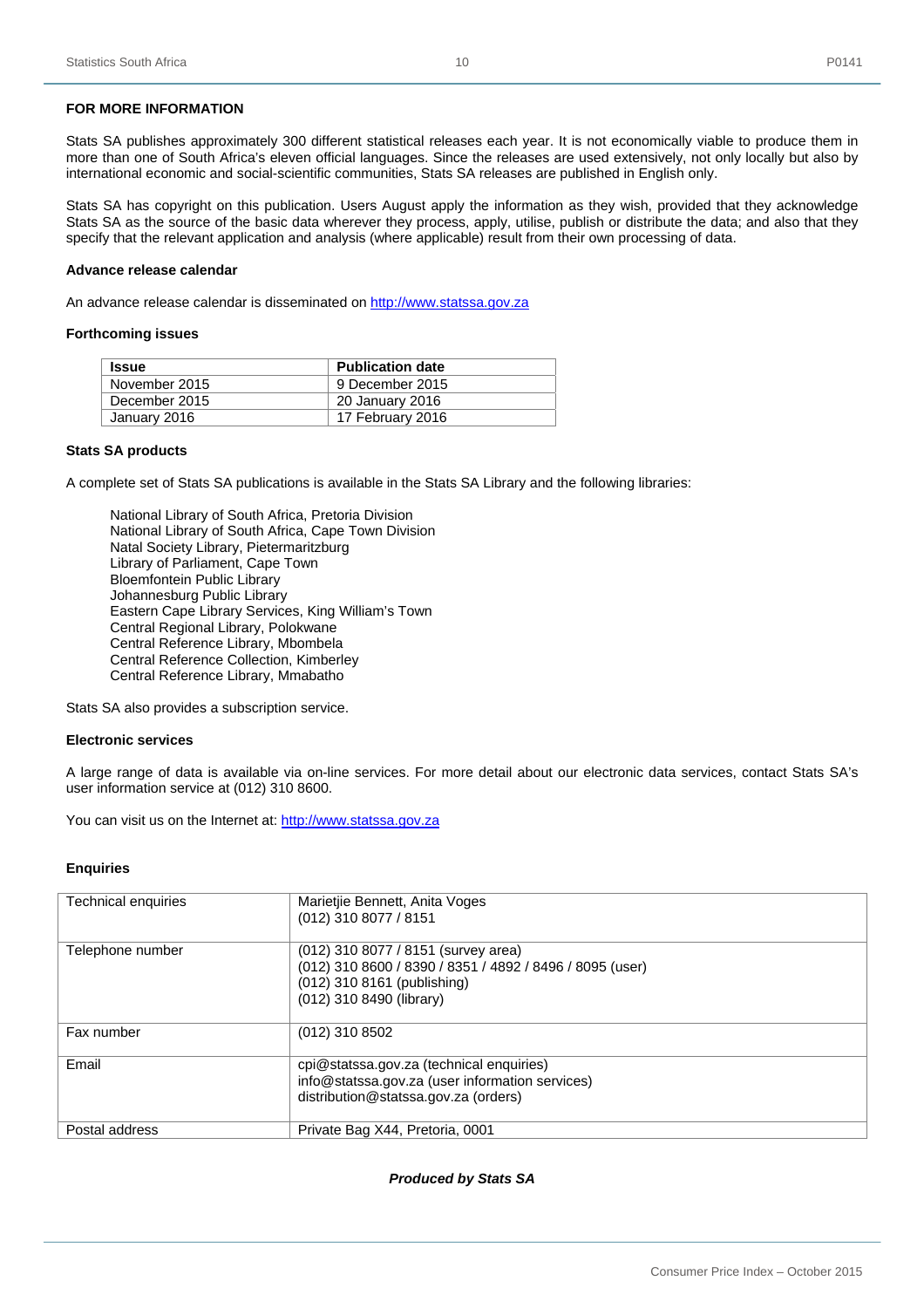## FOR MORE INFORMATION

Stats SA publishes approximately 300 different statistical releases each year. It is not economically viable to produce them in more than one of South Africa's eleven official languages. Since the releases are used extensively, not only locally but also by international economic and social-scientific communities, Stats SA releases are published in English only.

Stats SA has copyright on this publication. Users August apply the information as they wish, provided that they acknowledge Stats SA as the source of the basic data wherever they process, apply, utilise, publish or distribute the data; and also that they specify that the relevant application and analysis (where applicable) result from their own processing of data.

### Advance release calendar

An advance release calendar is disseminated on http://www.statssa.gov.za

### Forthcoming issues

| Issue | Publication date |
|---|---|
| November 2015 | 9 December 2015 |
| December 2015 | 20 January 2016 |
| January 2016 | 17 February 2016 |

### Stats SA products

A complete set of Stats SA publications is available in the Stats SA Library and the following libraries:

National Library of South Africa, Pretoria Division
National Library of South Africa, Cape Town Division
Natal Society Library, Pietermaritzburg
Library of Parliament, Cape Town
Bloemfontein Public Library
Johannesburg Public Library
Eastern Cape Library Services, King William's Town
Central Regional Library, Polokwane
Central Reference Library, Mbombela
Central Reference Collection, Kimberley
Central Reference Library, Mmabatho

Stats SA also provides a subscription service.

### Electronic services

A large range of data is available via on-line services. For more detail about our electronic data services, contact Stats SA's user information service at (012) 310 8600.

You can visit us on the Internet at: http://www.statssa.gov.za

### Enquiries

| | |
|---|---|
| Technical enquiries | Marietjie Bennett, Anita Voges<br>(012) 310 8077 / 8151 |
| Telephone number | (012) 310 8077 / 8151 (survey area)<br>(012) 310 8600 / 8390 / 8351 / 4892 / 8496 / 8095 (user)<br>(012) 310 8161 (publishing)<br>(012) 310 8490 (library) |
| Fax number | (012) 310 8502 |
| Email | cpi@statssa.gov.za (technical enquiries)<br>info@statssa.gov.za (user information services)<br>distribution@statssa.gov.za (orders) |
| Postal address | Private Bag X44, Pretoria, 0001 |

***Produced by Stats SA***